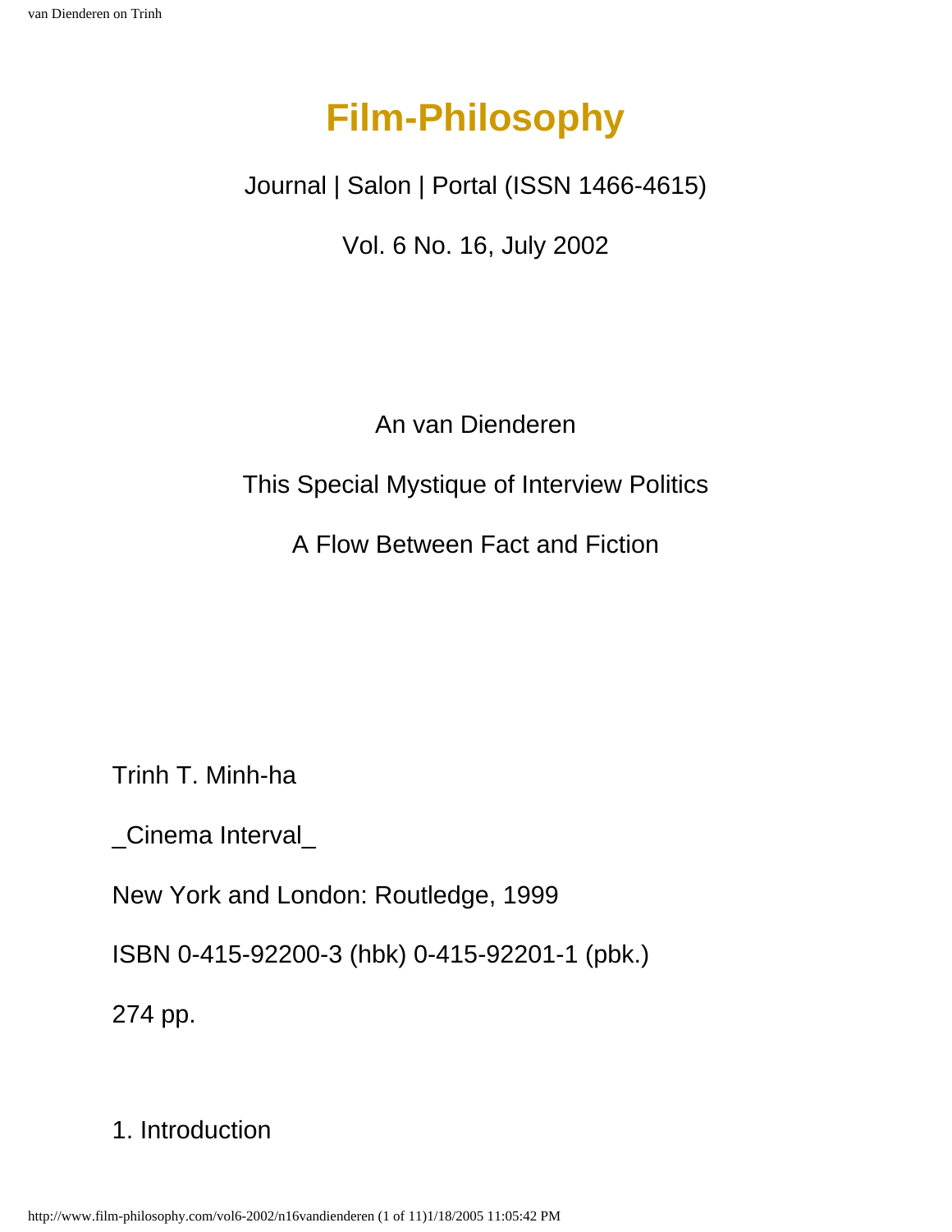# Film-Philosophy

Journal | Salon | Portal (ISSN 1466-4615)

Vol. 6 No. 16, July 2002

An van Dienderen

## This Special Mystique of Interview Politics

### A Flow Between Fact and Fiction

Trinh T. Minh-ha

_Cinema Interval_

New York and London: Routledge, 1999

ISBN 0-415-92200-3 (hbk) 0-415-92201-1 (pbk.)

274 pp.

## 1. Introduction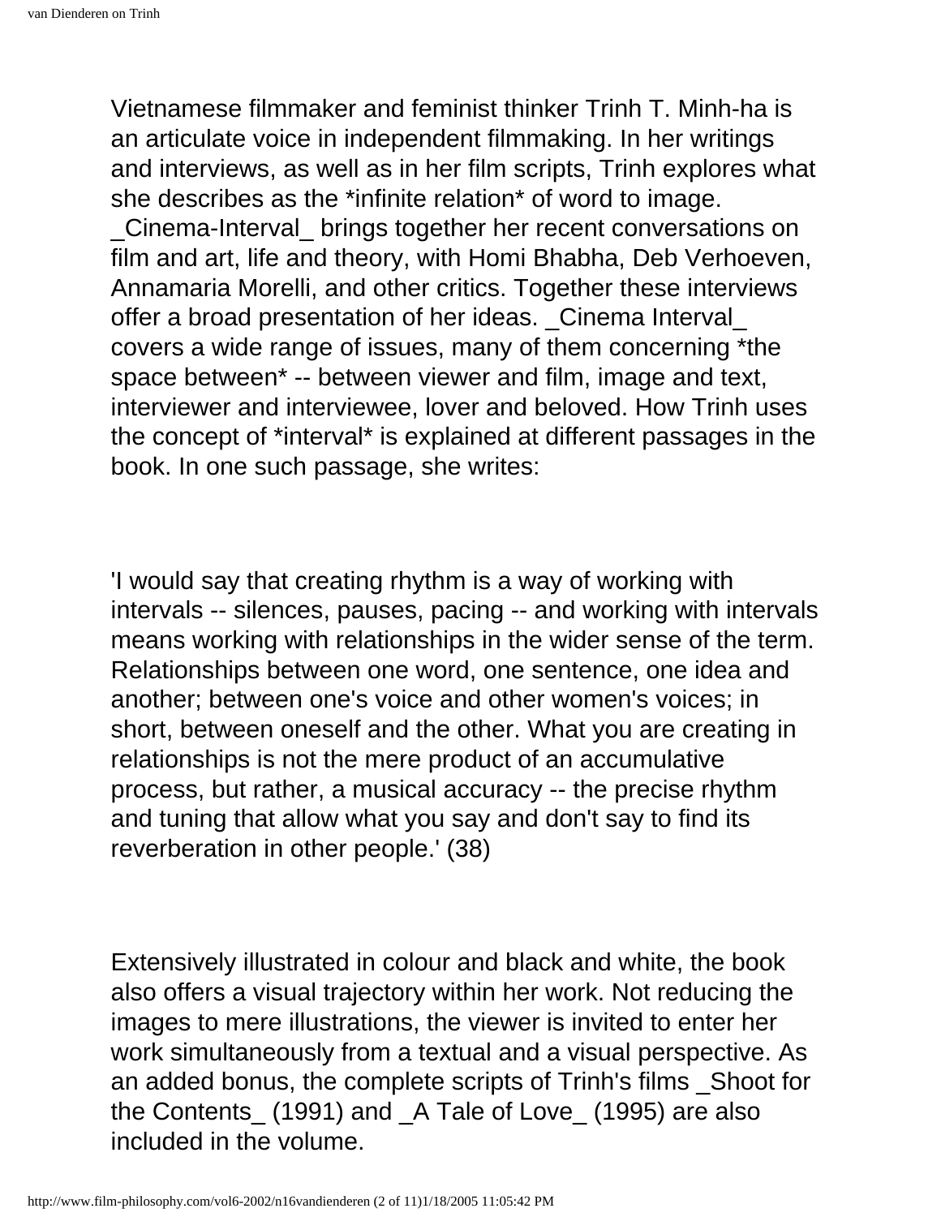Vietnamese filmmaker and feminist thinker Trinh T. Minh-ha is an articulate voice in independent filmmaking. In her writings and interviews, as well as in her film scripts, Trinh explores what she describes as the *infinite relation* of word to image. _Cinema-Interval_ brings together her recent conversations on film and art, life and theory, with Homi Bhabha, Deb Verhoeven, Annamaria Morelli, and other critics. Together these interviews offer a broad presentation of her ideas. _Cinema Interval_ covers a wide range of issues, many of them concerning *the space between* -- between viewer and film, image and text, interviewer and interviewee, lover and beloved. How Trinh uses the concept of *interval* is explained at different passages in the book. In one such passage, she writes:

'I would say that creating rhythm is a way of working with intervals -- silences, pauses, pacing -- and working with intervals means working with relationships in the wider sense of the term. Relationships between one word, one sentence, one idea and another; between one's voice and other women's voices; in short, between oneself and the other. What you are creating in relationships is not the mere product of an accumulative process, but rather, a musical accuracy -- the precise rhythm and tuning that allow what you say and don't say to find its reverberation in other people.' (38)

Extensively illustrated in colour and black and white, the book also offers a visual trajectory within her work. Not reducing the images to mere illustrations, the viewer is invited to enter her work simultaneously from a textual and a visual perspective. As an added bonus, the complete scripts of Trinh's films _Shoot for the Contents_ (1991) and _A Tale of Love_ (1995) are also included in the volume.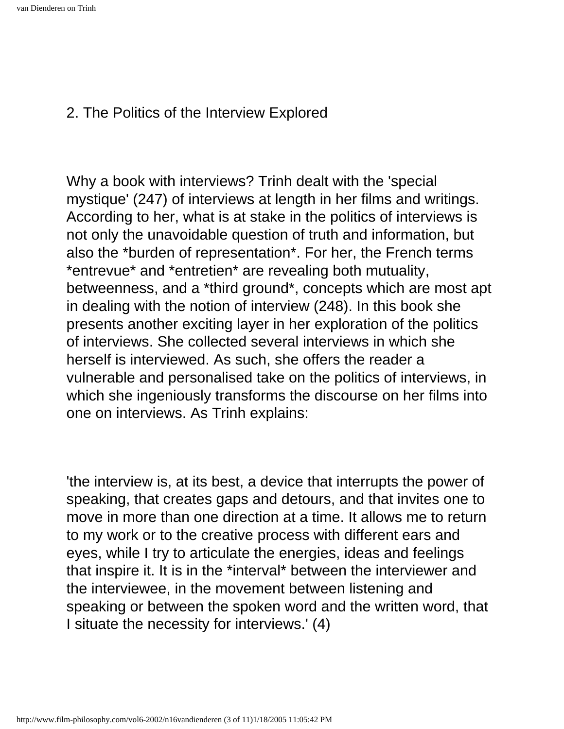## 2. The Politics of the Interview Explored

Why a book with interviews? Trinh dealt with the 'special mystique' (247) of interviews at length in her films and writings. According to her, what is at stake in the politics of interviews is not only the unavoidable question of truth and information, but also the *burden of representation*. For her, the French terms *entrevue* and *entretien* are revealing both mutuality, betweenness, and a *third ground*, concepts which are most apt in dealing with the notion of interview (248). In this book she presents another exciting layer in her exploration of the politics of interviews. She collected several interviews in which she herself is interviewed. As such, she offers the reader a vulnerable and personalised take on the politics of interviews, in which she ingeniously transforms the discourse on her films into one on interviews. As Trinh explains:

'the interview is, at its best, a device that interrupts the power of speaking, that creates gaps and detours, and that invites one to move in more than one direction at a time. It allows me to return to my work or to the creative process with different ears and eyes, while I try to articulate the energies, ideas and feelings that inspire it. It is in the *interval* between the interviewer and the interviewee, in the movement between listening and speaking or between the spoken word and the written word, that I situate the necessity for interviews.' (4)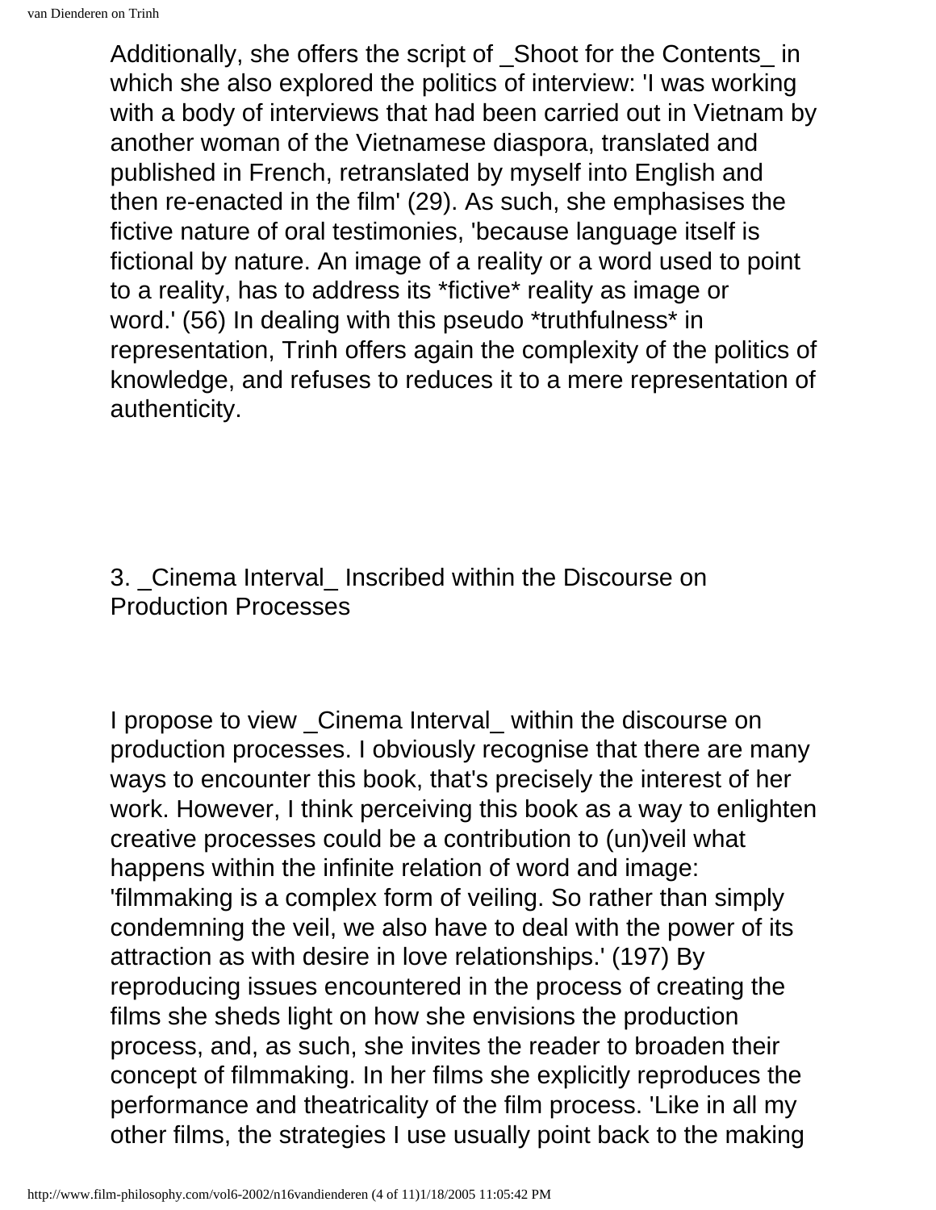Additionally, she offers the script of _Shoot for the Contents_ in which she also explored the politics of interview: 'I was working with a body of interviews that had been carried out in Vietnam by another woman of the Vietnamese diaspora, translated and published in French, retranslated by myself into English and then re-enacted in the film' (29). As such, she emphasises the fictive nature of oral testimonies, 'because language itself is fictional by nature. An image of a reality or a word used to point to a reality, has to address its *fictive* reality as image or word.' (56) In dealing with this pseudo *truthfulness* in representation, Trinh offers again the complexity of the politics of knowledge, and refuses to reduces it to a mere representation of authenticity.

## 3. _Cinema Interval_ Inscribed within the Discourse on Production Processes

I propose to view _Cinema Interval_ within the discourse on production processes. I obviously recognise that there are many ways to encounter this book, that's precisely the interest of her work. However, I think perceiving this book as a way to enlighten creative processes could be a contribution to (un)veil what happens within the infinite relation of word and image: 'filmmaking is a complex form of veiling. So rather than simply condemning the veil, we also have to deal with the power of its attraction as with desire in love relationships.' (197) By reproducing issues encountered in the process of creating the films she sheds light on how she envisions the production process, and, as such, she invites the reader to broaden their concept of filmmaking. In her films she explicitly reproduces the performance and theatricality of the film process. 'Like in all my other films, the strategies I use usually point back to the making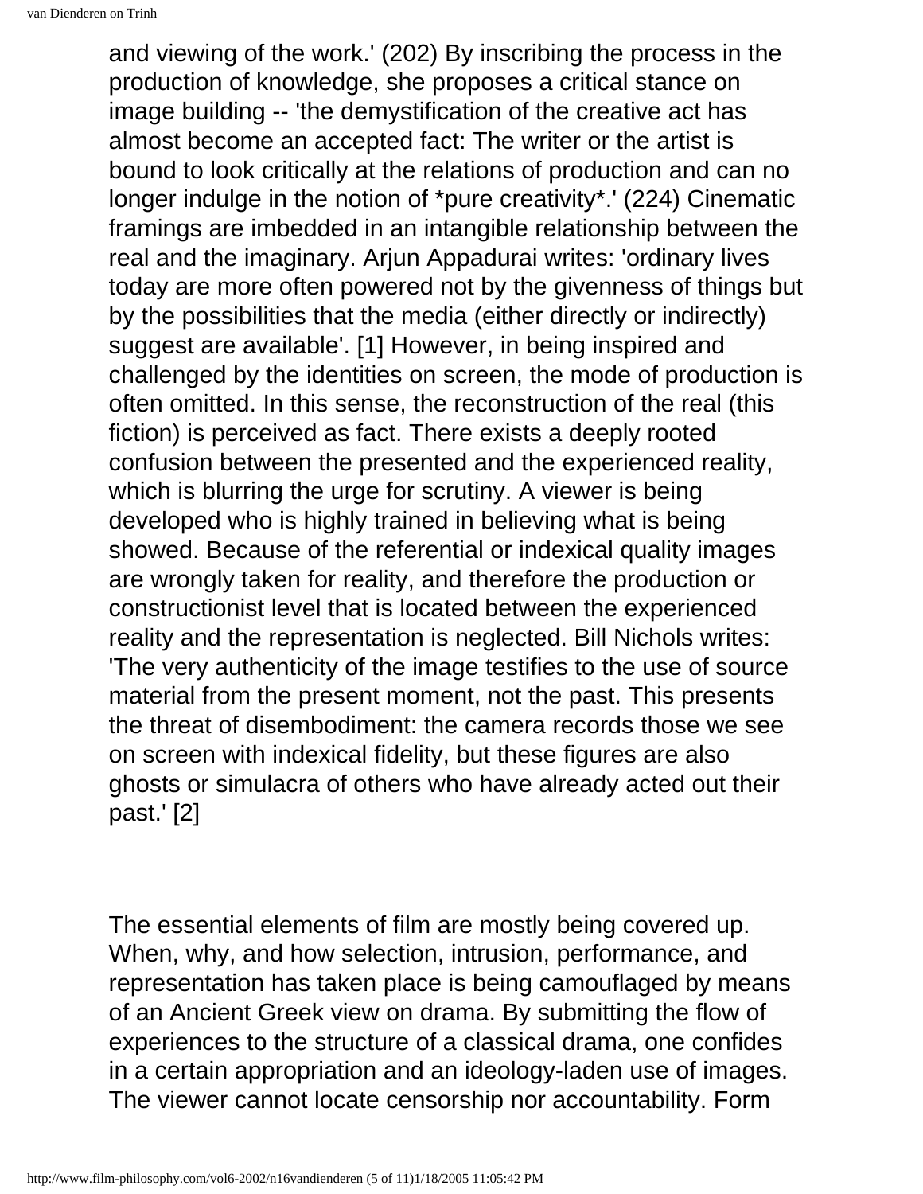and viewing of the work.' (202) By inscribing the process in the production of knowledge, she proposes a critical stance on image building -- 'the demystification of the creative act has almost become an accepted fact: The writer or the artist is bound to look critically at the relations of production and can no longer indulge in the notion of *pure creativity*.' (224) Cinematic framings are imbedded in an intangible relationship between the real and the imaginary. Arjun Appadurai writes: 'ordinary lives today are more often powered not by the givenness of things but by the possibilities that the media (either directly or indirectly) suggest are available'. [1] However, in being inspired and challenged by the identities on screen, the mode of production is often omitted. In this sense, the reconstruction of the real (this fiction) is perceived as fact. There exists a deeply rooted confusion between the presented and the experienced reality, which is blurring the urge for scrutiny. A viewer is being developed who is highly trained in believing what is being showed. Because of the referential or indexical quality images are wrongly taken for reality, and therefore the production or constructionist level that is located between the experienced reality and the representation is neglected. Bill Nichols writes: 'The very authenticity of the image testifies to the use of source material from the present moment, not the past. This presents the threat of disembodiment: the camera records those we see on screen with indexical fidelity, but these figures are also ghosts or simulacra of others who have already acted out their past.' [2]

The essential elements of film are mostly being covered up. When, why, and how selection, intrusion, performance, and representation has taken place is being camouflaged by means of an Ancient Greek view on drama. By submitting the flow of experiences to the structure of a classical drama, one confides in a certain appropriation and an ideology-laden use of images. The viewer cannot locate censorship nor accountability. Form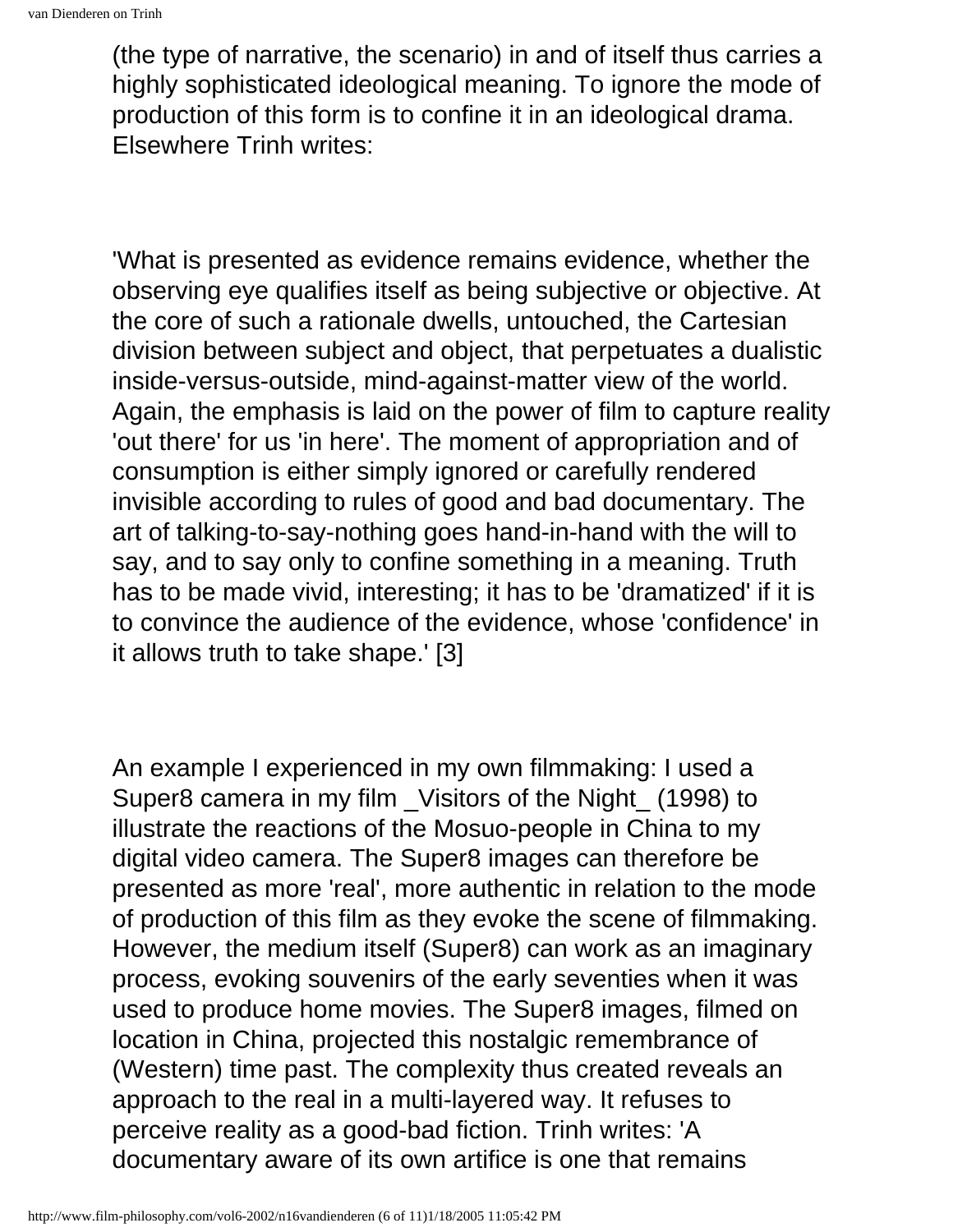(the type of narrative, the scenario) in and of itself thus carries a highly sophisticated ideological meaning. To ignore the mode of production of this form is to confine it in an ideological drama. Elsewhere Trinh writes:

'What is presented as evidence remains evidence, whether the observing eye qualifies itself as being subjective or objective. At the core of such a rationale dwells, untouched, the Cartesian division between subject and object, that perpetuates a dualistic inside-versus-outside, mind-against-matter view of the world. Again, the emphasis is laid on the power of film to capture reality 'out there' for us 'in here'. The moment of appropriation and of consumption is either simply ignored or carefully rendered invisible according to rules of good and bad documentary. The art of talking-to-say-nothing goes hand-in-hand with the will to say, and to say only to confine something in a meaning. Truth has to be made vivid, interesting; it has to be 'dramatized' if it is to convince the audience of the evidence, whose 'confidence' in it allows truth to take shape.' [3]

An example I experienced in my own filmmaking: I used a Super8 camera in my film _Visitors of the Night_ (1998) to illustrate the reactions of the Mosuo-people in China to my digital video camera. The Super8 images can therefore be presented as more 'real', more authentic in relation to the mode of production of this film as they evoke the scene of filmmaking. However, the medium itself (Super8) can work as an imaginary process, evoking souvenirs of the early seventies when it was used to produce home movies. The Super8 images, filmed on location in China, projected this nostalgic remembrance of (Western) time past. The complexity thus created reveals an approach to the real in a multi-layered way. It refuses to perceive reality as a good-bad fiction. Trinh writes: 'A documentary aware of its own artifice is one that remains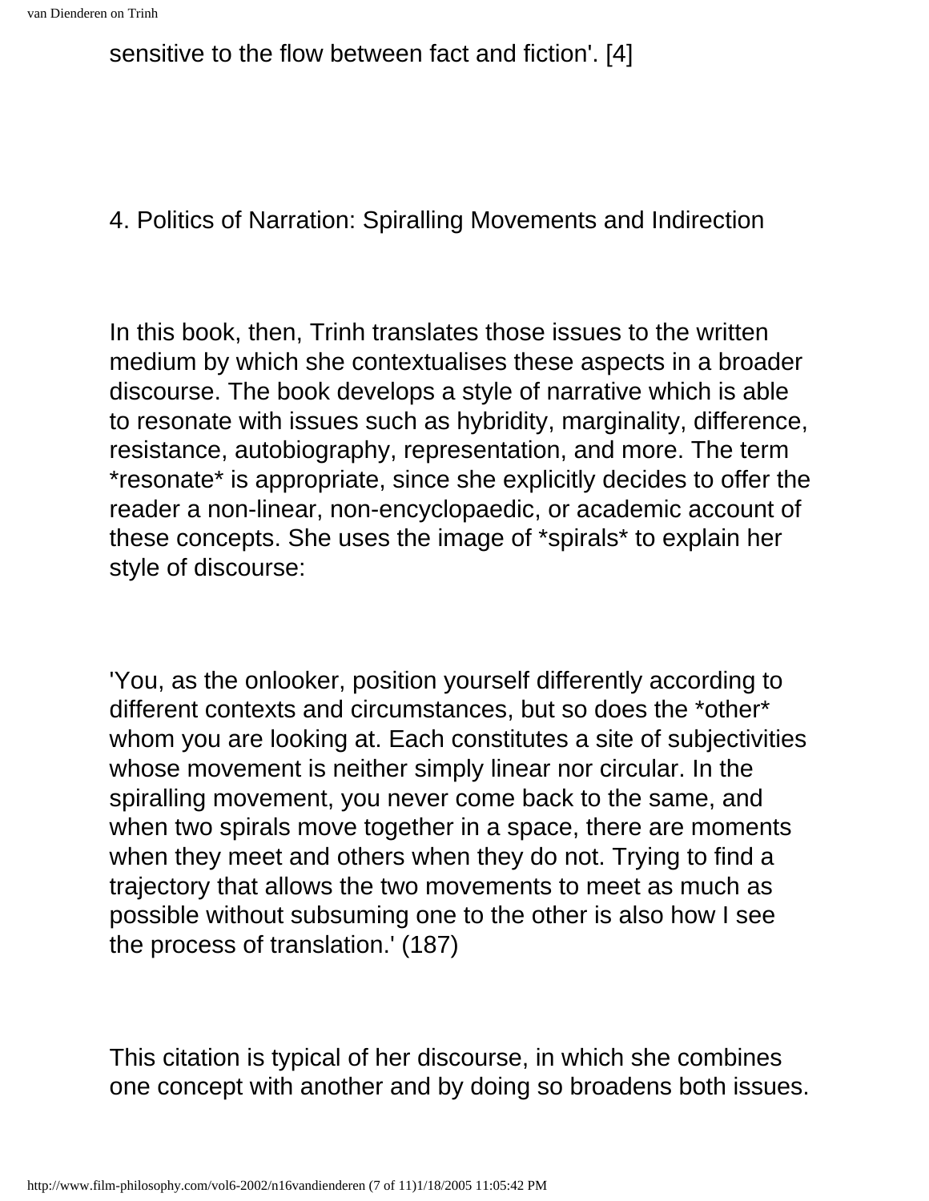sensitive to the flow between fact and fiction'. [4]

## 4. Politics of Narration: Spiralling Movements and Indirection

In this book, then, Trinh translates those issues to the written medium by which she contextualises these aspects in a broader discourse. The book develops a style of narrative which is able to resonate with issues such as hybridity, marginality, difference, resistance, autobiography, representation, and more. The term *resonate* is appropriate, since she explicitly decides to offer the reader a non-linear, non-encyclopaedic, or academic account of these concepts. She uses the image of *spirals* to explain her style of discourse:

'You, as the onlooker, position yourself differently according to different contexts and circumstances, but so does the *other* whom you are looking at. Each constitutes a site of subjectivities whose movement is neither simply linear nor circular. In the spiralling movement, you never come back to the same, and when two spirals move together in a space, there are moments when they meet and others when they do not. Trying to find a trajectory that allows the two movements to meet as much as possible without subsuming one to the other is also how I see the process of translation.' (187)

This citation is typical of her discourse, in which she combines one concept with another and by doing so broadens both issues.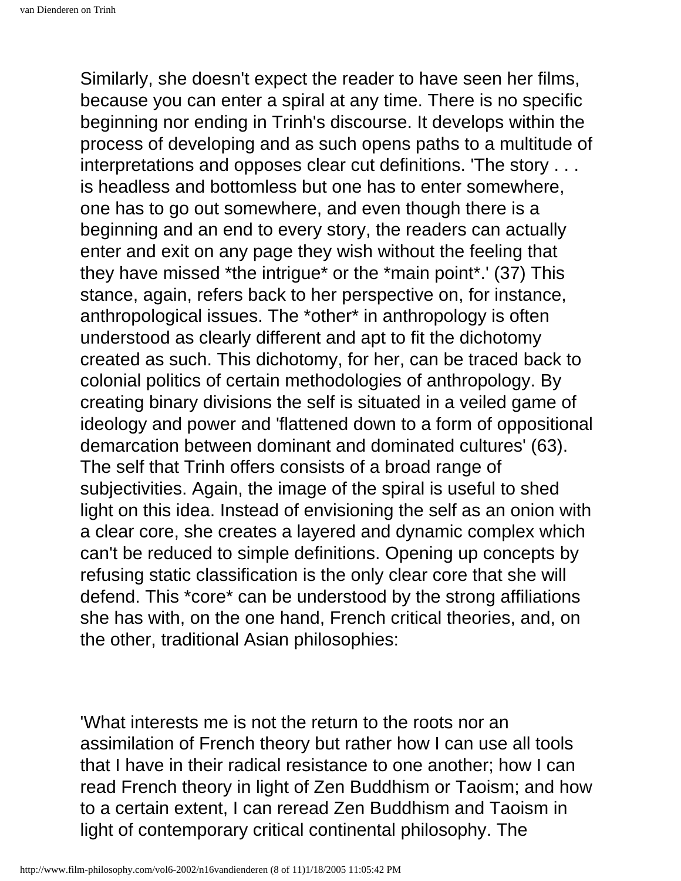Similarly, she doesn't expect the reader to have seen her films, because you can enter a spiral at any time. There is no specific beginning nor ending in Trinh's discourse. It develops within the process of developing and as such opens paths to a multitude of interpretations and opposes clear cut definitions. 'The story . . . is headless and bottomless but one has to enter somewhere, one has to go out somewhere, and even though there is a beginning and an end to every story, the readers can actually enter and exit on any page they wish without the feeling that they have missed *the intrigue* or the *main point*.' (37) This stance, again, refers back to her perspective on, for instance, anthropological issues. The *other* in anthropology is often understood as clearly different and apt to fit the dichotomy created as such. This dichotomy, for her, can be traced back to colonial politics of certain methodologies of anthropology. By creating binary divisions the self is situated in a veiled game of ideology and power and 'flattened down to a form of oppositional demarcation between dominant and dominated cultures' (63). The self that Trinh offers consists of a broad range of subjectivities. Again, the image of the spiral is useful to shed light on this idea. Instead of envisioning the self as an onion with a clear core, she creates a layered and dynamic complex which can't be reduced to simple definitions. Opening up concepts by refusing static classification is the only clear core that she will defend. This *core* can be understood by the strong affiliations she has with, on the one hand, French critical theories, and, on the other, traditional Asian philosophies:

'What interests me is not the return to the roots nor an assimilation of French theory but rather how I can use all tools that I have in their radical resistance to one another; how I can read French theory in light of Zen Buddhism or Taoism; and how to a certain extent, I can reread Zen Buddhism and Taoism in light of contemporary critical continental philosophy. The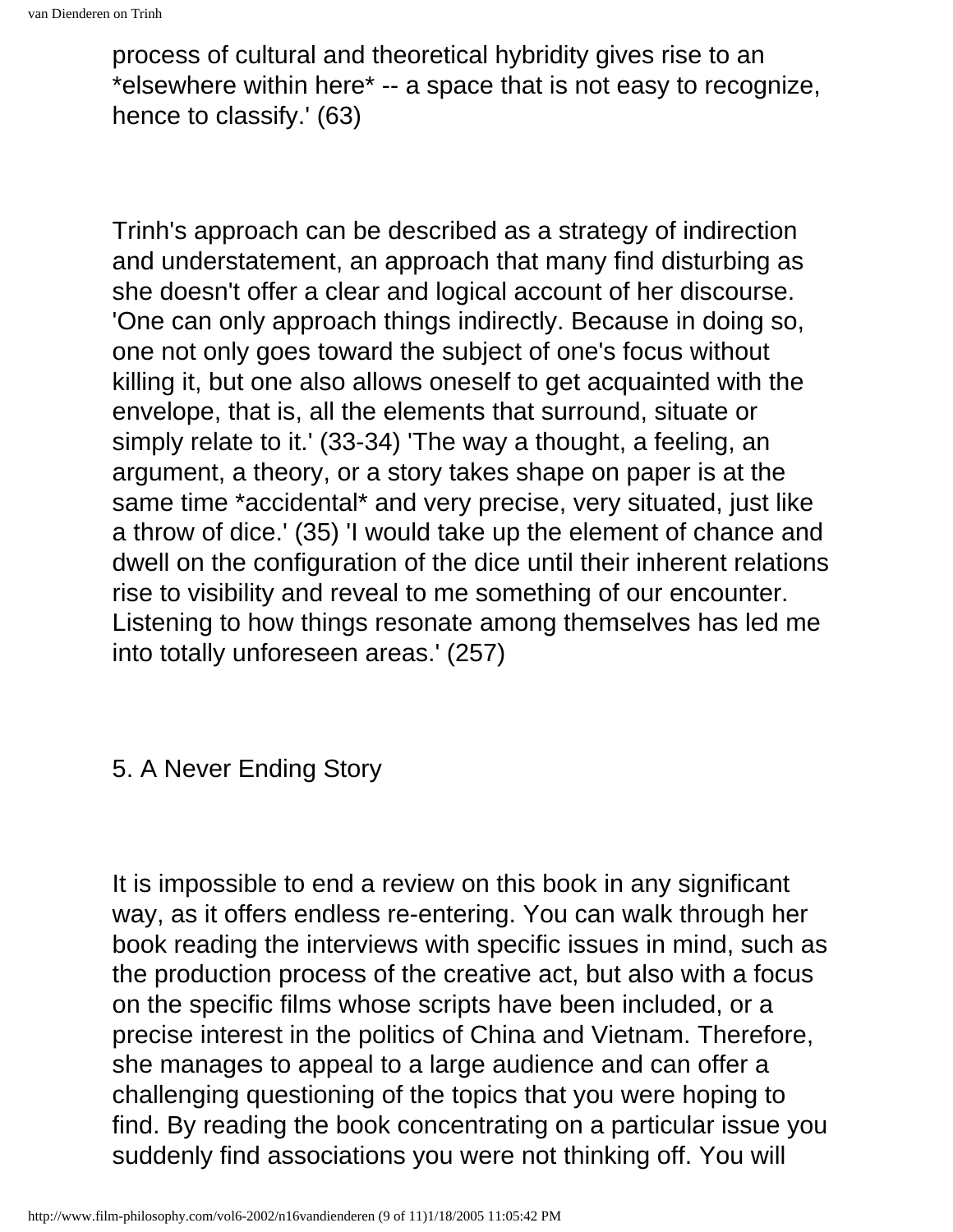process of cultural and theoretical hybridity gives rise to an *elsewhere within here* -- a space that is not easy to recognize, hence to classify.' (63)

Trinh's approach can be described as a strategy of indirection and understatement, an approach that many find disturbing as she doesn't offer a clear and logical account of her discourse. 'One can only approach things indirectly. Because in doing so, one not only goes toward the subject of one's focus without killing it, but one also allows oneself to get acquainted with the envelope, that is, all the elements that surround, situate or simply relate to it.' (33-34) 'The way a thought, a feeling, an argument, a theory, or a story takes shape on paper is at the same time *accidental* and very precise, very situated, just like a throw of dice.' (35) 'I would take up the element of chance and dwell on the configuration of the dice until their inherent relations rise to visibility and reveal to me something of our encounter. Listening to how things resonate among themselves has led me into totally unforeseen areas.' (257)

## 5. A Never Ending Story

It is impossible to end a review on this book in any significant way, as it offers endless re-entering. You can walk through her book reading the interviews with specific issues in mind, such as the production process of the creative act, but also with a focus on the specific films whose scripts have been included, or a precise interest in the politics of China and Vietnam. Therefore, she manages to appeal to a large audience and can offer a challenging questioning of the topics that you were hoping to find. By reading the book concentrating on a particular issue you suddenly find associations you were not thinking off. You will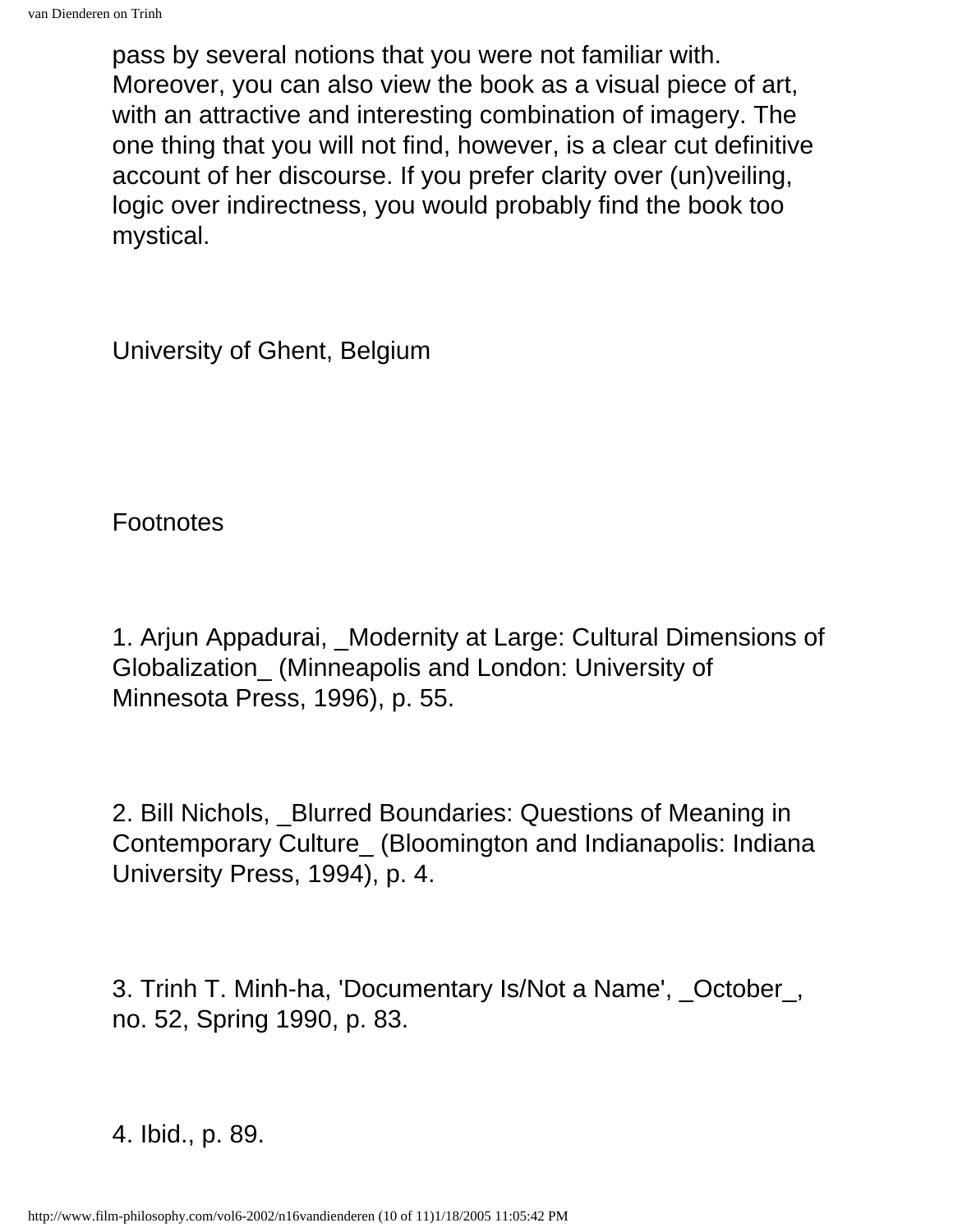pass by several notions that you were not familiar with. Moreover, you can also view the book as a visual piece of art, with an attractive and interesting combination of imagery. The one thing that you will not find, however, is a clear cut definitive account of her discourse. If you prefer clarity over (un)veiling, logic over indirectness, you would probably find the book too mystical.

University of Ghent, Belgium

Footnotes

1. Arjun Appadurai, _Modernity at Large: Cultural Dimensions of Globalization_ (Minneapolis and London: University of Minnesota Press, 1996), p. 55.

2. Bill Nichols, _Blurred Boundaries: Questions of Meaning in Contemporary Culture_ (Bloomington and Indianapolis: Indiana University Press, 1994), p. 4.

3. Trinh T. Minh-ha, 'Documentary Is/Not a Name', _October_, no. 52, Spring 1990, p. 83.

4. Ibid., p. 89.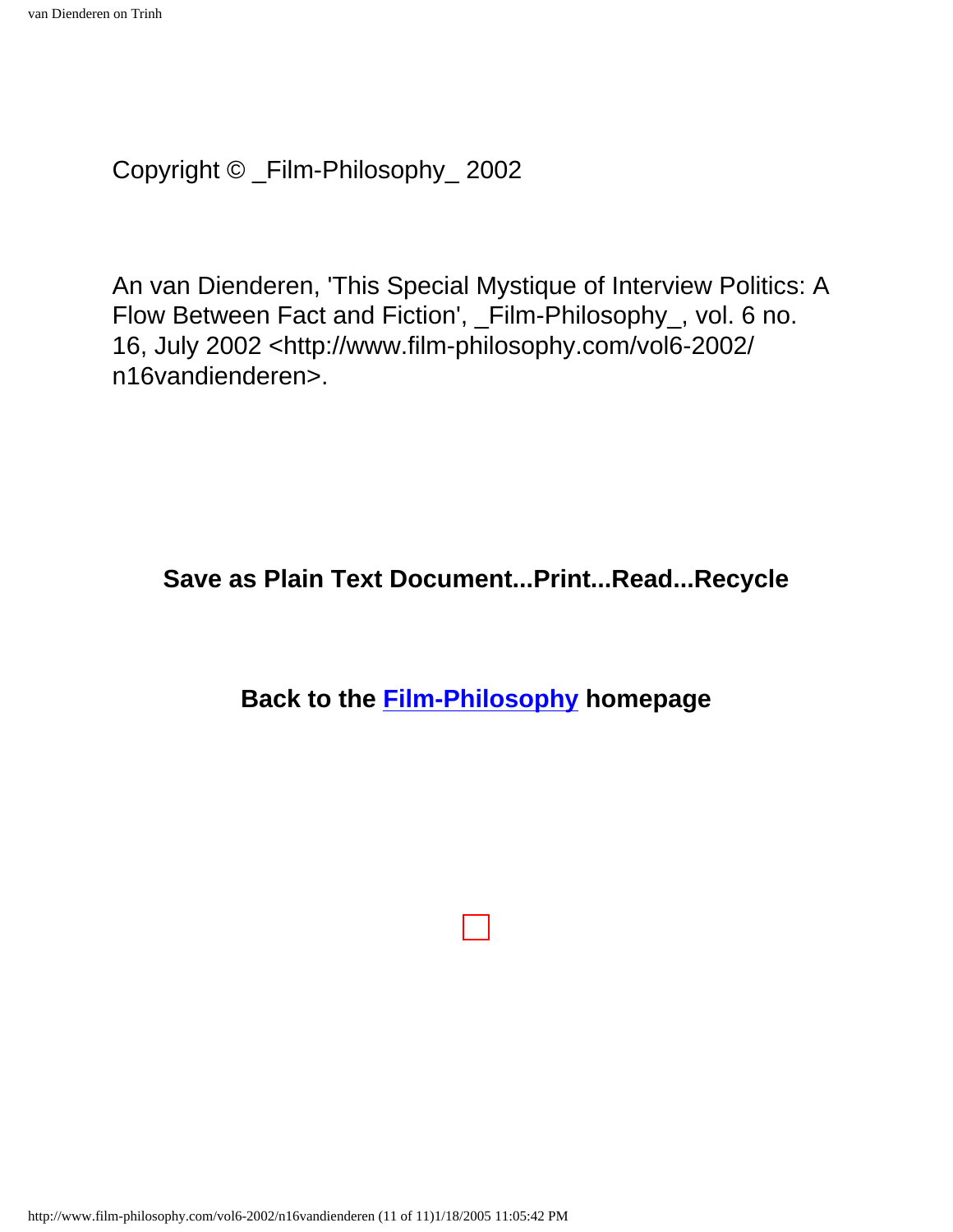Copyright © _Film-Philosophy_ 2002

An van Dienderen, 'This Special Mystique of Interview Politics: A Flow Between Fact and Fiction', _Film-Philosophy_, vol. 6 no. 16, July 2002 <http://www.film-philosophy.com/vol6-2002/n16vandienderen>.

**Save as Plain Text Document...Print...Read...Recycle**

**Back to the Film-Philosophy homepage**